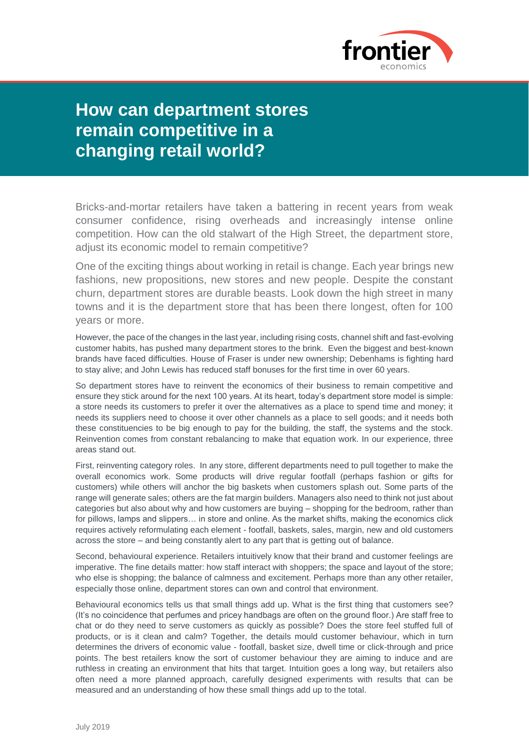# How can department stores remain competitive in a changing retail world?

Bricks-and-mortar retailers have taken a battering in recent years from weak consumer confidence, rising overheads and increasingly intense online competition. How can the old stalwart of the High Street, the department store, adjust its economic model to remain competitive?

One of the exciting things about working in retail is change. Each year brings new fashions, new propositions, new stores and new people. Despite the constant churn, department stores are durable beasts. Look down the high street in many towns and it is the department store that has been there longest, often for 100 years or more.

However, the pace of the changes in the last year, including rising costs, channel shift and fast-evolving customer habits, has pushed many department stores to the brink. Even the biggest and best-known brands have faced difficulties. House of Fraser is under new ownership; Debenhams is fighting hard to stay alive; and John Lewis has reduced staff bonuses for the first time in over 60 years.

So department stores have to reinvent the economics of their business to remain competitive and ensure they stick around for the next 100 years. At its heart, today's department store model is simple: a store needs its customers to prefer it over the alternatives as a place to spend time and money; it needs its suppliers need to choose it over other channels as a place to sell goods; and it needs both these constituencies to be big enough to pay for the building, the staff, the systems and the stock. Reinvention comes from constant rebalancing to make that equation work. In our experience, three areas stand out.

First, reinventing category roles. In any store, different departments need to pull together to make the overall economics work. Some products will drive regular footfall (perhaps fashion or gifts for customers) while others will anchor the big baskets when customers splash out. Some parts of the range will generate sales; others are the fat margin builders. Managers also need to think not just about categories but also about why and how customers are buying – shopping for the bedroom, rather than for pillows, lamps and slippers… in store and online. As the market shifts, making the economics click requires actively reformulating each element - footfall, baskets, sales, margin, new and old customers across the store – and being constantly alert to any part that is getting out of balance.

Second, behavioural experience. Retailers intuitively know that their brand and customer feelings are imperative. The fine details matter: how staff interact with shoppers; the space and layout of the store; who else is shopping; the balance of calmness and excitement. Perhaps more than any other retailer, especially those online, department stores can own and control that environment.

Behavioural economics tells us that small things add up. What is the first thing that customers see? (It's no coincidence that perfumes and pricey handbags are often on the ground floor.) Are staff free to chat or do they need to serve customers as quickly as possible? Does the store feel stuffed full of products, or is it clean and calm? Together, the details mould customer behaviour, which in turn determines the drivers of economic value - footfall, basket size, dwell time or click-through and price points. The best retailers know the sort of customer behaviour they are aiming to induce and are ruthless in creating an environment that hits that target. Intuition goes a long way, but retailers also often need a more planned approach, carefully designed experiments with results that can be measured and an understanding of how these small things add up to the total.

July 2019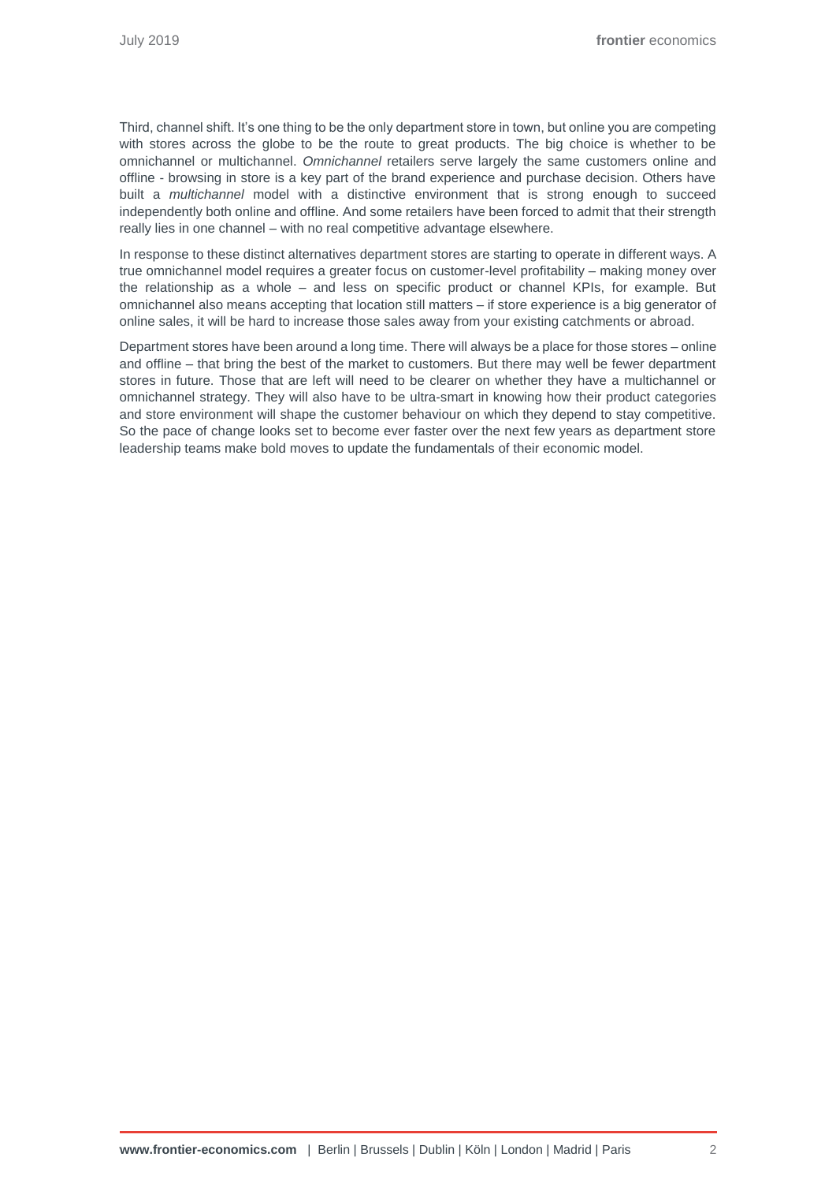Third, channel shift. It's one thing to be the only department store in town, but online you are competing with stores across the globe to be the route to great products. The big choice is whether to be omnichannel or multichannel. *Omnichannel* retailers serve largely the same customers online and offline - browsing in store is a key part of the brand experience and purchase decision. Others have built a *multichannel* model with a distinctive environment that is strong enough to succeed independently both online and offline. And some retailers have been forced to admit that their strength really lies in one channel – with no real competitive advantage elsewhere.

In response to these distinct alternatives department stores are starting to operate in different ways. A true omnichannel model requires a greater focus on customer-level profitability – making money over the relationship as a whole – and less on specific product or channel KPIs, for example. But omnichannel also means accepting that location still matters – if store experience is a big generator of online sales, it will be hard to increase those sales away from your existing catchments or abroad.

Department stores have been around a long time. There will always be a place for those stores – online and offline – that bring the best of the market to customers. But there may well be fewer department stores in future. Those that are left will need to be clearer on whether they have a multichannel or omnichannel strategy. They will also have to be ultra-smart in knowing how their product categories and store environment will shape the customer behaviour on which they depend to stay competitive. So the pace of change looks set to become ever faster over the next few years as department store leadership teams make bold moves to update the fundamentals of their economic model.